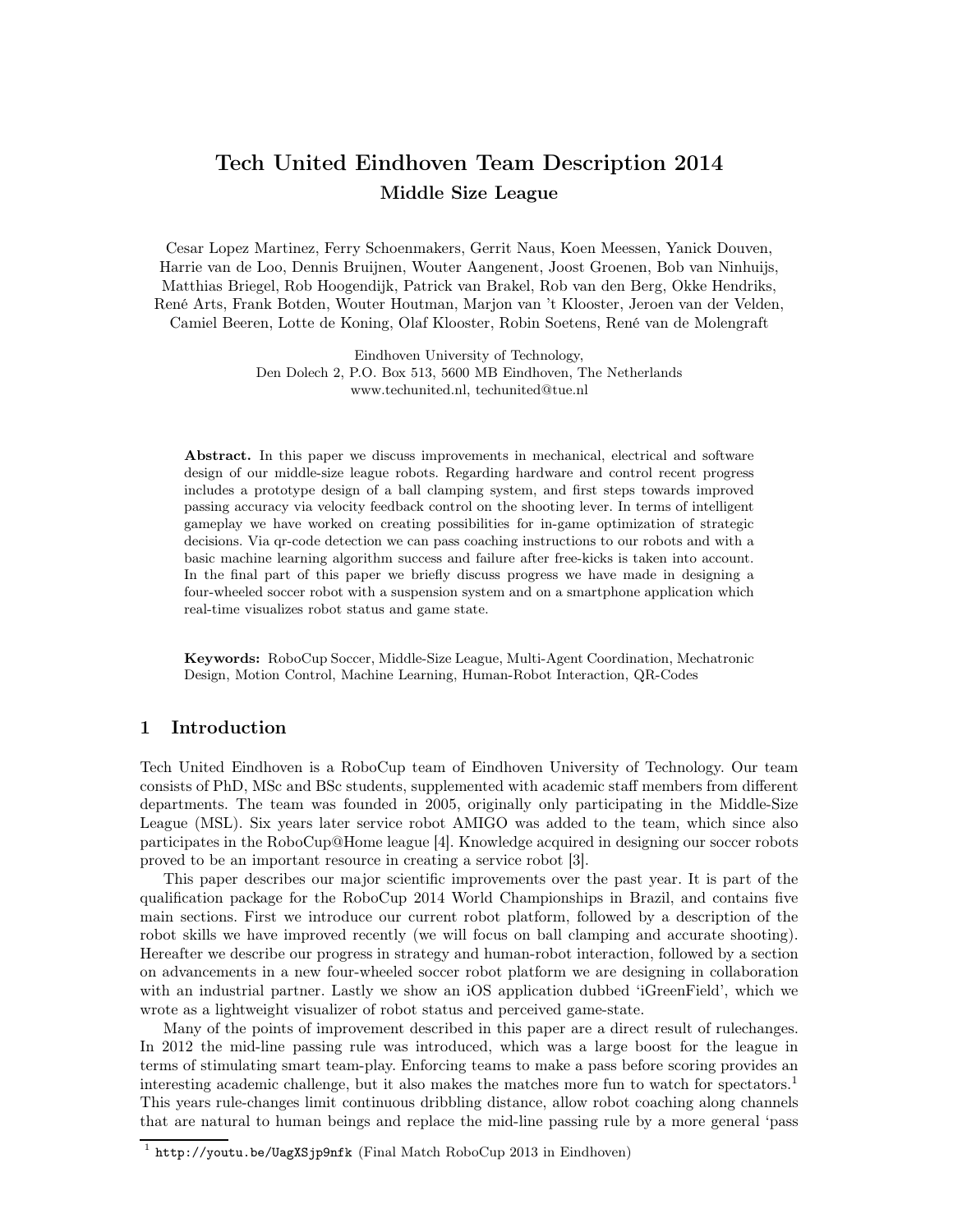# Tech United Eindhoven Team Description 2014

## Middle Size League

Cesar Lopez Martinez, Ferry Schoenmakers, Gerrit Naus, Koen Meessen, Yanick Douven, Harrie van de Loo, Dennis Bruijnen, Wouter Aangenent, Joost Groenen, Bob van Ninhuijs, Matthias Briegel, Rob Hoogendijk, Patrick van Brakel, Rob van den Berg, Okke Hendriks, René Arts, Frank Botden, Wouter Houtman, Marjon van 't Klooster, Jeroen van der Velden, Camiel Beeren, Lotte de Koning, Olaf Klooster, Robin Soetens, René van de Molengraft

Eindhoven University of Technology,
Den Dolech 2, P.O. Box 513, 5600 MB Eindhoven, The Netherlands
www.techunited.nl, techunited@tue.nl

**Abstract.** In this paper we discuss improvements in mechanical, electrical and software design of our middle-size league robots. Regarding hardware and control recent progress includes a prototype design of a ball clamping system, and first steps towards improved passing accuracy via velocity feedback control on the shooting lever. In terms of intelligent gameplay we have worked on creating possibilities for in-game optimization of strategic decisions. Via qr-code detection we can pass coaching instructions to our robots and with a basic machine learning algorithm success and failure after free-kicks is taken into account. In the final part of this paper we briefly discuss progress we have made in designing a four-wheeled soccer robot with a suspension system and on a smartphone application which real-time visualizes robot status and game state.

**Keywords:** RoboCup Soccer, Middle-Size League, Multi-Agent Coordination, Mechatronic Design, Motion Control, Machine Learning, Human-Robot Interaction, QR-Codes

## 1 Introduction

Tech United Eindhoven is a RoboCup team of Eindhoven University of Technology. Our team consists of PhD, MSc and BSc students, supplemented with academic staff members from different departments. The team was founded in 2005, originally only participating in the Middle-Size League (MSL). Six years later service robot AMIGO was added to the team, which since also participates in the RoboCup@Home league [4]. Knowledge acquired in designing our soccer robots proved to be an important resource in creating a service robot [3].

This paper describes our major scientific improvements over the past year. It is part of the qualification package for the RoboCup 2014 World Championships in Brazil, and contains five main sections. First we introduce our current robot platform, followed by a description of the robot skills we have improved recently (we will focus on ball clamping and accurate shooting). Hereafter we describe our progress in strategy and human-robot interaction, followed by a section on advancements in a new four-wheeled soccer robot platform we are designing in collaboration with an industrial partner. Lastly we show an iOS application dubbed 'iGreenField', which we wrote as a lightweight visualizer of robot status and perceived game-state.

Many of the points of improvement described in this paper are a direct result of rulechanges. In 2012 the mid-line passing rule was introduced, which was a large boost for the league in terms of stimulating smart team-play. Enforcing teams to make a pass before scoring provides an interesting academic challenge, but it also makes the matches more fun to watch for spectators.[1] This years rule-changes limit continuous dribbling distance, allow robot coaching along channels that are natural to human beings and replace the mid-line passing rule by a more general 'pass

[1] http://youtu.be/UagXSjp9nfk (Final Match RoboCup 2013 in Eindhoven)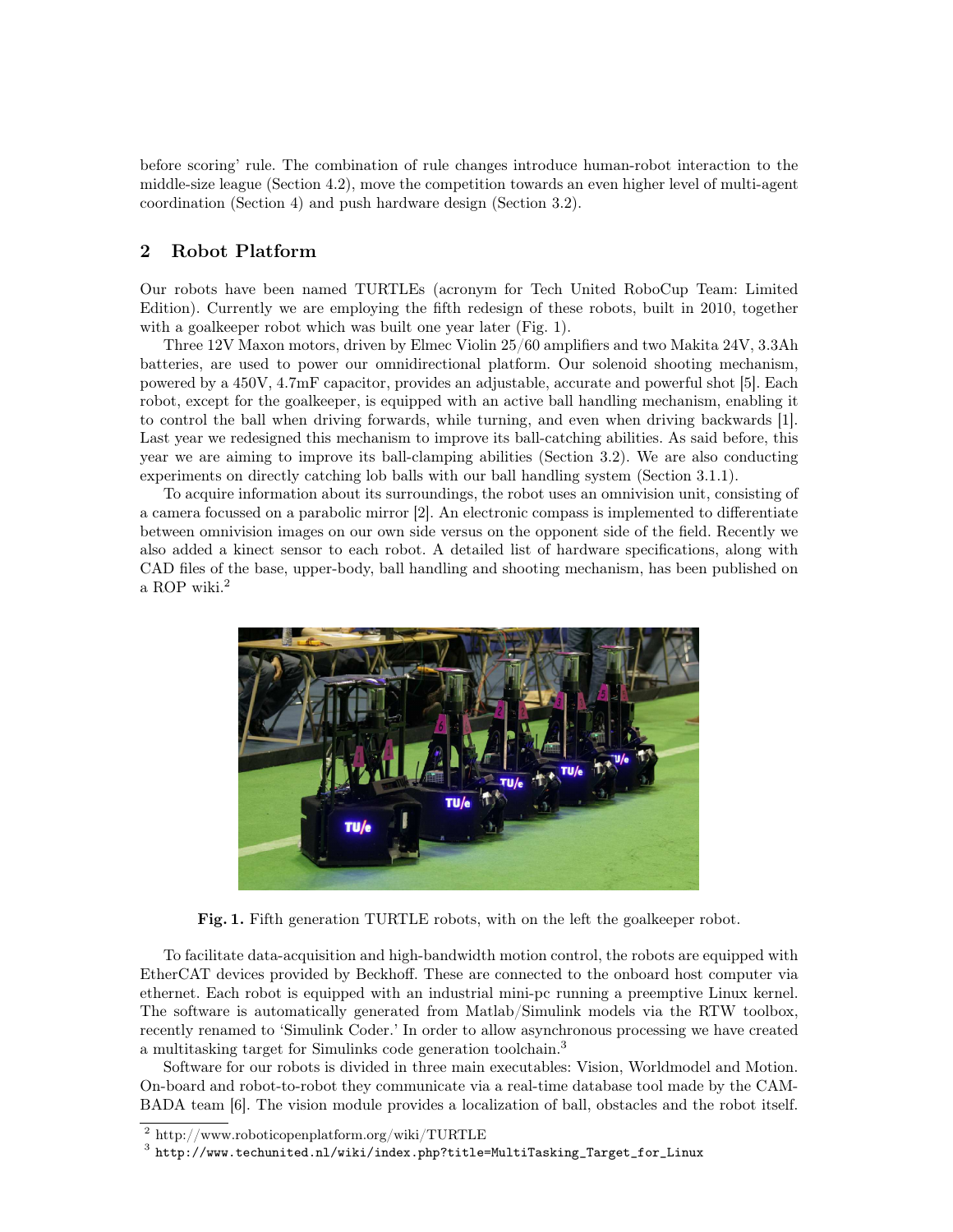before scoring' rule. The combination of rule changes introduce human-robot interaction to the middle-size league (Section 4.2), move the competition towards an even higher level of multi-agent coordination (Section 4) and push hardware design (Section 3.2).

## 2 Robot Platform

Our robots have been named TURTLEs (acronym for Tech United RoboCup Team: Limited Edition). Currently we are employing the fifth redesign of these robots, built in 2010, together with a goalkeeper robot which was built one year later (Fig. 1).

Three 12V Maxon motors, driven by Elmec Violin 25/60 amplifiers and two Makita 24V, 3.3Ah batteries, are used to power our omnidirectional platform. Our solenoid shooting mechanism, powered by a 450V, 4.7mF capacitor, provides an adjustable, accurate and powerful shot [5]. Each robot, except for the goalkeeper, is equipped with an active ball handling mechanism, enabling it to control the ball when driving forwards, while turning, and even when driving backwards [1]. Last year we redesigned this mechanism to improve its ball-catching abilities. As said before, this year we are aiming to improve its ball-clamping abilities (Section 3.2). We are also conducting experiments on directly catching lob balls with our ball handling system (Section 3.1.1).

To acquire information about its surroundings, the robot uses an omnivision unit, consisting of a camera focussed on a parabolic mirror [2]. An electronic compass is implemented to differentiate between omnivision images on our own side versus on the opponent side of the field. Recently we also added a kinect sensor to each robot. A detailed list of hardware specifications, along with CAD files of the base, upper-body, ball handling and shooting mechanism, has been published on a ROP wiki.[2]

**Fig. 1.** Fifth generation TURTLE robots, with on the left the goalkeeper robot.

To facilitate data-acquisition and high-bandwidth motion control, the robots are equipped with EtherCAT devices provided by Beckhoff. These are connected to the onboard host computer via ethernet. Each robot is equipped with an industrial mini-pc running a preemptive Linux kernel. The software is automatically generated from Matlab/Simulink models via the RTW toolbox, recently renamed to 'Simulink Coder.' In order to allow asynchronous processing we have created a multitasking target for Simulinks code generation toolchain.[3]

Software for our robots is divided in three main executables: Vision, Worldmodel and Motion. On-board and robot-to-robot they communicate via a real-time database tool made by the CAMBADA team [6]. The vision module provides a localization of ball, obstacles and the robot itself.

[2] http://www.roboticopenplatform.org/wiki/TURTLE

[3] http://www.techunited.nl/wiki/index.php?title=MultiTasking_Target_for_Linux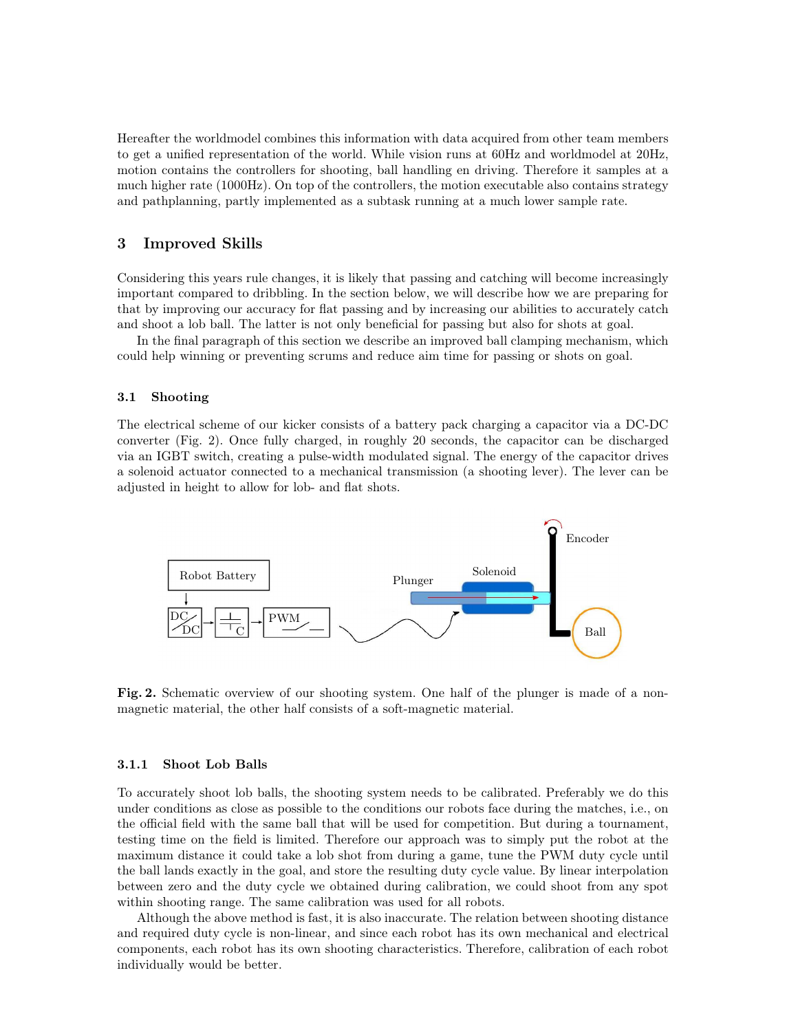Hereafter the worldmodel combines this information with data acquired from other team members to get a unified representation of the world. While vision runs at 60Hz and worldmodel at 20Hz, motion contains the controllers for shooting, ball handling en driving. Therefore it samples at a much higher rate (1000Hz). On top of the controllers, the motion executable also contains strategy and pathplanning, partly implemented as a subtask running at a much lower sample rate.

## 3 Improved Skills

Considering this years rule changes, it is likely that passing and catching will become increasingly important compared to dribbling. In the section below, we will describe how we are preparing for that by improving our accuracy for flat passing and by increasing our abilities to accurately catch and shoot a lob ball. The latter is not only beneficial for passing but also for shots at goal.

In the final paragraph of this section we describe an improved ball clamping mechanism, which could help winning or preventing scrums and reduce aim time for passing or shots on goal.

### 3.1 Shooting

The electrical scheme of our kicker consists of a battery pack charging a capacitor via a DC-DC converter (Fig. 2). Once fully charged, in roughly 20 seconds, the capacitor can be discharged via an IGBT switch, creating a pulse-width modulated signal. The energy of the capacitor drives a solenoid actuator connected to a mechanical transmission (a shooting lever). The lever can be adjusted in height to allow for lob- and flat shots.

**Fig. 2.** Schematic overview of our shooting system. One half of the plunger is made of a non-magnetic material, the other half consists of a soft-magnetic material.

#### 3.1.1 Shoot Lob Balls

To accurately shoot lob balls, the shooting system needs to be calibrated. Preferably we do this under conditions as close as possible to the conditions our robots face during the matches, i.e., on the official field with the same ball that will be used for competition. But during a tournament, testing time on the field is limited. Therefore our approach was to simply put the robot at the maximum distance it could take a lob shot from during a game, tune the PWM duty cycle until the ball lands exactly in the goal, and store the resulting duty cycle value. By linear interpolation between zero and the duty cycle we obtained during calibration, we could shoot from any spot within shooting range. The same calibration was used for all robots.

Although the above method is fast, it is also inaccurate. The relation between shooting distance and required duty cycle is non-linear, and since each robot has its own mechanical and electrical components, each robot has its own shooting characteristics. Therefore, calibration of each robot individually would be better.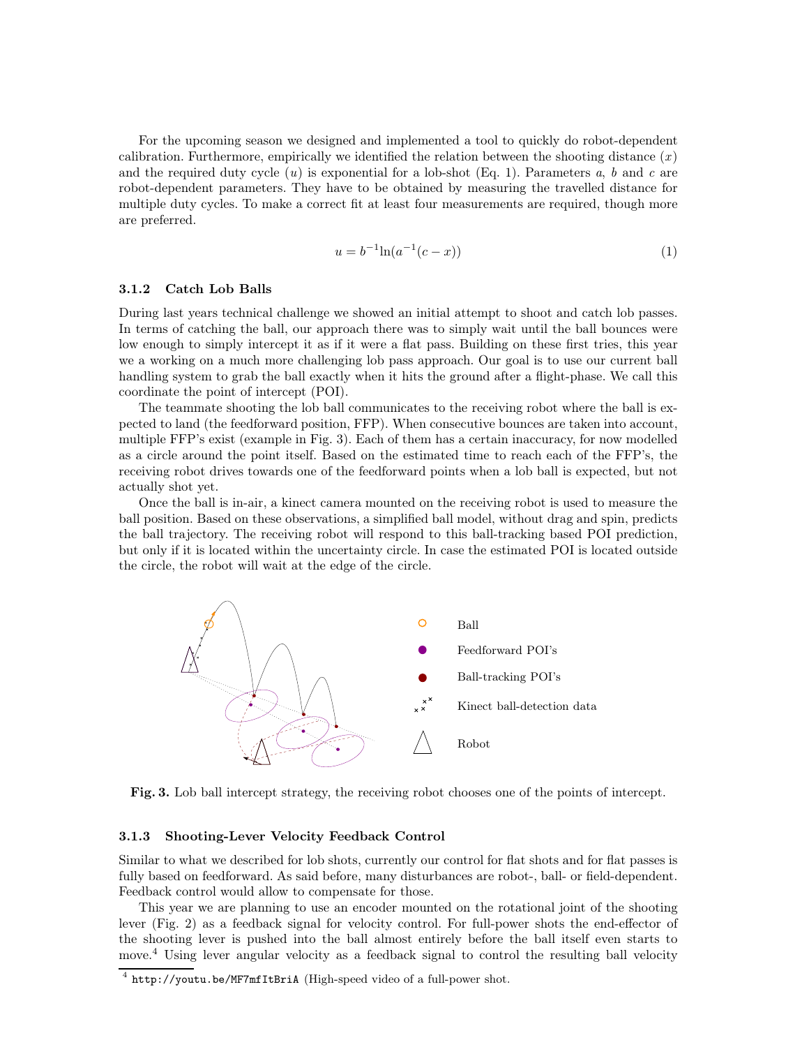For the upcoming season we designed and implemented a tool to quickly do robot-dependent calibration. Furthermore, empirically we identified the relation between the shooting distance ($x$) and the required duty cycle ($u$) is exponential for a lob-shot (Eq. 1). Parameters $a$, $b$ and $c$ are robot-dependent parameters. They have to be obtained by measuring the travelled distance for multiple duty cycles. To make a correct fit at least four measurements are required, though more are preferred.

$$u = b^{-1}\ln(a^{-1}(c - x)) \tag{1}$$

### 3.1.2 Catch Lob Balls

During last years technical challenge we showed an initial attempt to shoot and catch lob passes. In terms of catching the ball, our approach there was to simply wait until the ball bounces were low enough to simply intercept it as if it were a flat pass. Building on these first tries, this year we a working on a much more challenging lob pass approach. Our goal is to use our current ball handling system to grab the ball exactly when it hits the ground after a flight-phase. We call this coordinate the point of intercept (POI).

The teammate shooting the lob ball communicates to the receiving robot where the ball is expected to land (the feedforward position, FFP). When consecutive bounces are taken into account, multiple FFP's exist (example in Fig. 3). Each of them has a certain inaccuracy, for now modelled as a circle around the point itself. Based on the estimated time to reach each of the FFP's, the receiving robot drives towards one of the feedforward points when a lob ball is expected, but not actually shot yet.

Once the ball is in-air, a kinect camera mounted on the receiving robot is used to measure the ball position. Based on these observations, a simplified ball model, without drag and spin, predicts the ball trajectory. The receiving robot will respond to this ball-tracking based POI prediction, but only if it is located within the uncertainty circle. In case the estimated POI is located outside the circle, the robot will wait at the edge of the circle.

Ball

Feedforward POI's

Ball-tracking POI's

Kinect ball-detection data

Robot

**Fig. 3.** Lob ball intercept strategy, the receiving robot chooses one of the points of intercept.

### 3.1.3 Shooting-Lever Velocity Feedback Control

Similar to what we described for lob shots, currently our control for flat shots and for flat passes is fully based on feedforward. As said before, many disturbances are robot-, ball- or field-dependent. Feedback control would allow to compensate for those.

This year we are planning to use an encoder mounted on the rotational joint of the shooting lever (Fig. 2) as a feedback signal for velocity control. For full-power shots the end-effector of the shooting lever is pushed into the ball almost entirely before the ball itself even starts to move.[4] Using lever angular velocity as a feedback signal to control the resulting ball velocity

[4] `http://youtu.be/MF7mfItBriA` (High-speed video of a full-power shot.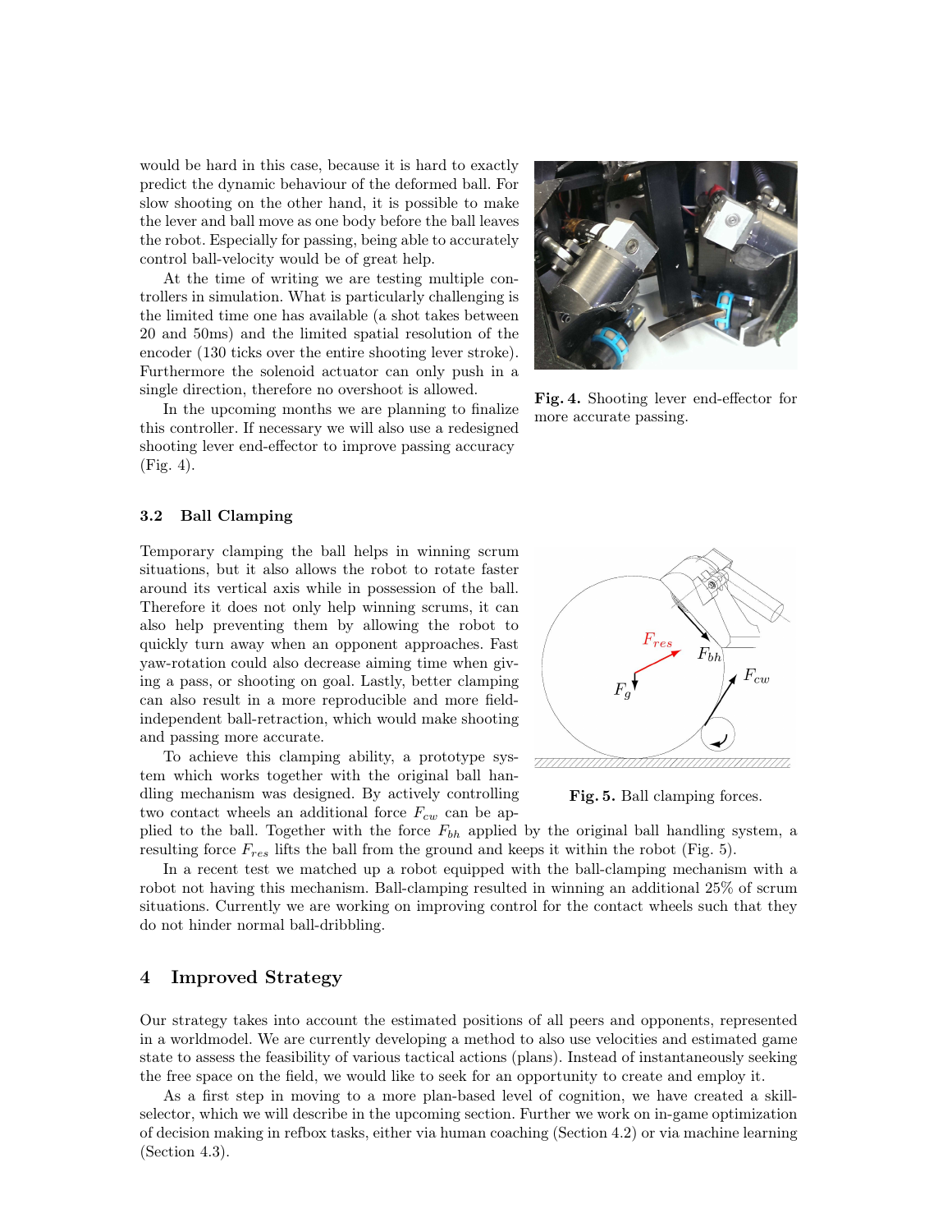would be hard in this case, because it is hard to exactly predict the dynamic behaviour of the deformed ball. For slow shooting on the other hand, it is possible to make the lever and ball move as one body before the ball leaves the robot. Especially for passing, being able to accurately control ball-velocity would be of great help.

At the time of writing we are testing multiple controllers in simulation. What is particularly challenging is the limited time one has available (a shot takes between 20 and 50ms) and the limited spatial resolution of the encoder (130 ticks over the entire shooting lever stroke). Furthermore the solenoid actuator can only push in a single direction, therefore no overshoot is allowed.

In the upcoming months we are planning to finalize this controller. If necessary we will also use a redesigned shooting lever end-effector to improve passing accuracy (Fig. 4).

**Fig. 4.** Shooting lever end-effector for more accurate passing.

### 3.2 Ball Clamping

Temporary clamping the ball helps in winning scrum situations, but it also allows the robot to rotate faster around its vertical axis while in possession of the ball. Therefore it does not only help winning scrums, it can also help preventing them by allowing the robot to quickly turn away when an opponent approaches. Fast yaw-rotation could also decrease aiming time when giving a pass, or shooting on goal. Lastly, better clamping can also result in a more reproducible and more field-independent ball-retraction, which would make shooting and passing more accurate.

To achieve this clamping ability, a prototype system which works together with the original ball handling mechanism was designed. By actively controlling two contact wheels an additional force $F_{cw}$ can be applied to the ball. Together with the force $F_{bh}$ applied by the original ball handling system, a resulting force $F_{res}$ lifts the ball from the ground and keeps it within the robot (Fig. 5).

**Fig. 5.** Ball clamping forces.

In a recent test we matched up a robot equipped with the ball-clamping mechanism with a robot not having this mechanism. Ball-clamping resulted in winning an additional 25% of scrum situations. Currently we are working on improving control for the contact wheels such that they do not hinder normal ball-dribbling.

## 4 Improved Strategy

Our strategy takes into account the estimated positions of all peers and opponents, represented in a worldmodel. We are currently developing a method to also use velocities and estimated game state to assess the feasibility of various tactical actions (plans). Instead of instantaneously seeking the free space on the field, we would like to seek for an opportunity to create and employ it.

As a first step in moving to a more plan-based level of cognition, we have created a skill-selector, which we will describe in the upcoming section. Further we work on in-game optimization of decision making in refbox tasks, either via human coaching (Section 4.2) or via machine learning (Section 4.3).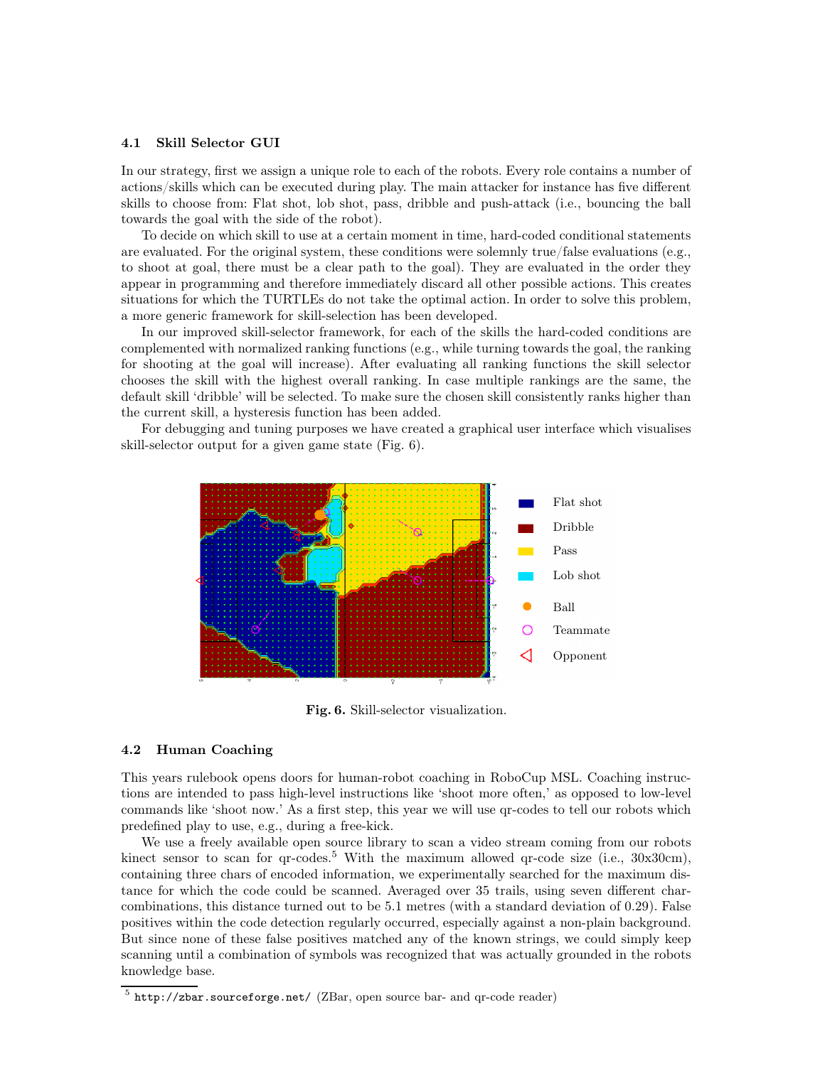### 4.1 Skill Selector GUI

In our strategy, first we assign a unique role to each of the robots. Every role contains a number of actions/skills which can be executed during play. The main attacker for instance has five different skills to choose from: Flat shot, lob shot, pass, dribble and push-attack (i.e., bouncing the ball towards the goal with the side of the robot).

To decide on which skill to use at a certain moment in time, hard-coded conditional statements are evaluated. For the original system, these conditions were solemnly true/false evaluations (e.g., to shoot at goal, there must be a clear path to the goal). They are evaluated in the order they appear in programming and therefore immediately discard all other possible actions. This creates situations for which the TURTLEs do not take the optimal action. In order to solve this problem, a more generic framework for skill-selection has been developed.

In our improved skill-selector framework, for each of the skills the hard-coded conditions are complemented with normalized ranking functions (e.g., while turning towards the goal, the ranking for shooting at the goal will increase). After evaluating all ranking functions the skill selector chooses the skill with the highest overall ranking. In case multiple rankings are the same, the default skill 'dribble' will be selected. To make sure the chosen skill consistently ranks higher than the current skill, a hysteresis function has been added.

For debugging and tuning purposes we have created a graphical user interface which visualises skill-selector output for a given game state (Fig. 6).

Flat shot
Dribble
Pass
Lob shot
Ball
Teammate
Opponent

**Fig. 6.** Skill-selector visualization.

### 4.2 Human Coaching

This years rulebook opens doors for human-robot coaching in RoboCup MSL. Coaching instructions are intended to pass high-level instructions like 'shoot more often,' as opposed to low-level commands like 'shoot now.' As a first step, this year we will use qr-codes to tell our robots which predefined play to use, e.g., during a free-kick.

We use a freely available open source library to scan a video stream coming from our robots kinect sensor to scan for qr-codes.[5] With the maximum allowed qr-code size (i.e., 30x30cm), containing three chars of encoded information, we experimentally searched for the maximum distance for which the code could be scanned. Averaged over 35 trails, using seven different char-combinations, this distance turned out to be 5.1 metres (with a standard deviation of 0.29). False positives within the code detection regularly occurred, especially against a non-plain background. But since none of these false positives matched any of the known strings, we could simply keep scanning until a combination of symbols was recognized that was actually grounded in the robots knowledge base.

[5] http://zbar.sourceforge.net/ (ZBar, open source bar- and qr-code reader)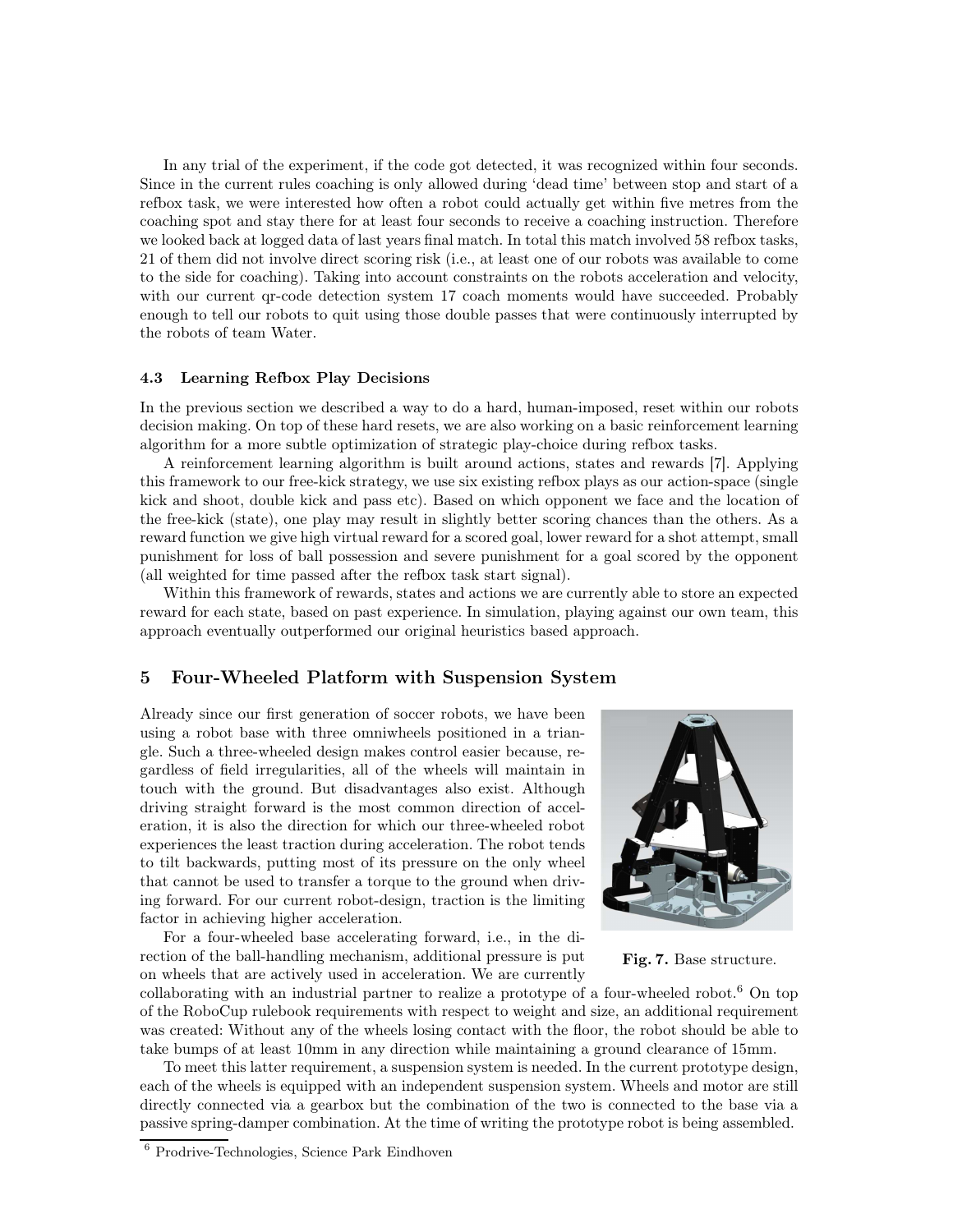In any trial of the experiment, if the code got detected, it was recognized within four seconds. Since in the current rules coaching is only allowed during 'dead time' between stop and start of a refbox task, we were interested how often a robot could actually get within five metres from the coaching spot and stay there for at least four seconds to receive a coaching instruction. Therefore we looked back at logged data of last years final match. In total this match involved 58 refbox tasks, 21 of them did not involve direct scoring risk (i.e., at least one of our robots was available to come to the side for coaching). Taking into account constraints on the robots acceleration and velocity, with our current qr-code detection system 17 coach moments would have succeeded. Probably enough to tell our robots to quit using those double passes that were continuously interrupted by the robots of team Water.

### 4.3 Learning Refbox Play Decisions

In the previous section we described a way to do a hard, human-imposed, reset within our robots decision making. On top of these hard resets, we are also working on a basic reinforcement learning algorithm for a more subtle optimization of strategic play-choice during refbox tasks.

A reinforcement learning algorithm is built around actions, states and rewards [7]. Applying this framework to our free-kick strategy, we use six existing refbox plays as our action-space (single kick and shoot, double kick and pass etc). Based on which opponent we face and the location of the free-kick (state), one play may result in slightly better scoring chances than the others. As a reward function we give high virtual reward for a scored goal, lower reward for a shot attempt, small punishment for loss of ball possession and severe punishment for a goal scored by the opponent (all weighted for time passed after the refbox task start signal).

Within this framework of rewards, states and actions we are currently able to store an expected reward for each state, based on past experience. In simulation, playing against our own team, this approach eventually outperformed our original heuristics based approach.

## 5 Four-Wheeled Platform with Suspension System

Already since our first generation of soccer robots, we have been using a robot base with three omniwheels positioned in a triangle. Such a three-wheeled design makes control easier because, regardless of field irregularities, all of the wheels will maintain in touch with the ground. But disadvantages also exist. Although driving straight forward is the most common direction of acceleration, it is also the direction for which our three-wheeled robot experiences the least traction during acceleration. The robot tends to tilt backwards, putting most of its pressure on the only wheel that cannot be used to transfer a torque to the ground when driving forward. For our current robot-design, traction is the limiting factor in achieving higher acceleration.

**Fig. 7.** Base structure.

For a four-wheeled base accelerating forward, i.e., in the direction of the ball-handling mechanism, additional pressure is put on wheels that are actively used in acceleration. We are currently collaborating with an industrial partner to realize a prototype of a four-wheeled robot.[6] On top of the RoboCup rulebook requirements with respect to weight and size, an additional requirement was created: Without any of the wheels losing contact with the floor, the robot should be able to take bumps of at least 10mm in any direction while maintaining a ground clearance of 15mm.

To meet this latter requirement, a suspension system is needed. In the current prototype design, each of the wheels is equipped with an independent suspension system. Wheels and motor are still directly connected via a gearbox but the combination of the two is connected to the base via a passive spring-damper combination. At the time of writing the prototype robot is being assembled.

[6] Prodrive-Technologies, Science Park Eindhoven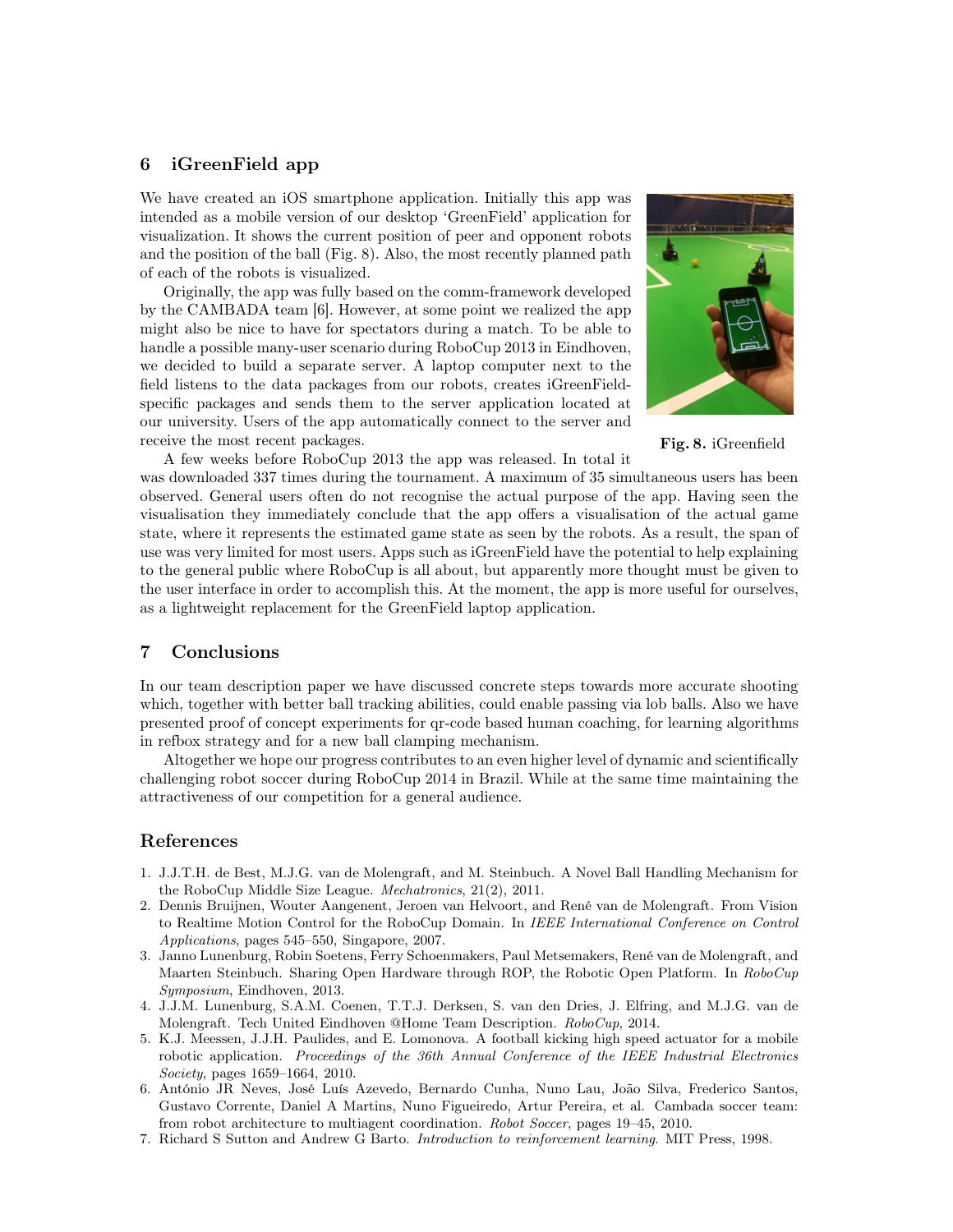## 6 iGreenField app

We have created an iOS smartphone application. Initially this app was intended as a mobile version of our desktop 'GreenField' application for visualization. It shows the current position of peer and opponent robots and the position of the ball (Fig. 8). Also, the most recently planned path of each of the robots is visualized.

Originally, the app was fully based on the comm-framework developed by the CAMBADA team [6]. However, at some point we realized the app might also be nice to have for spectators during a match. To be able to handle a possible many-user scenario during RoboCup 2013 in Eindhoven, we decided to build a separate server. A laptop computer next to the field listens to the data packages from our robots, creates iGreenField-specific packages and sends them to the server application located at our university. Users of the app automatically connect to the server and receive the most recent packages.

**Fig. 8.** iGreenfield

A few weeks before RoboCup 2013 the app was released. In total it was downloaded 337 times during the tournament. A maximum of 35 simultaneous users has been observed. General users often do not recognise the actual purpose of the app. Having seen the visualisation they immediately conclude that the app offers a visualisation of the actual game state, where it represents the estimated game state as seen by the robots. As a result, the span of use was very limited for most users. Apps such as iGreenField have the potential to help explaining to the general public where RoboCup is all about, but apparently more thought must be given to the user interface in order to accomplish this. At the moment, the app is more useful for ourselves, as a lightweight replacement for the GreenField laptop application.

## 7 Conclusions

In our team description paper we have discussed concrete steps towards more accurate shooting which, together with better ball tracking abilities, could enable passing via lob balls. Also we have presented proof of concept experiments for qr-code based human coaching, for learning algorithms in refbox strategy and for a new ball clamping mechanism.

Altogether we hope our progress contributes to an even higher level of dynamic and scientifically challenging robot soccer during RoboCup 2014 in Brazil. While at the same time maintaining the attractiveness of our competition for a general audience.

## References

1. J.J.T.H. de Best, M.J.G. van de Molengraft, and M. Steinbuch. A Novel Ball Handling Mechanism for the RoboCup Middle Size League. *Mechatronics*, 21(2), 2011.
2. Dennis Bruijnen, Wouter Aangenent, Jeroen van Helvoort, and René van de Molengraft. From Vision to Realtime Motion Control for the RoboCup Domain. In *IEEE International Conference on Control Applications*, pages 545–550, Singapore, 2007.
3. Janno Lunenburg, Robin Soetens, Ferry Schoenmakers, Paul Metsemakers, René van de Molengraft, and Maarten Steinbuch. Sharing Open Hardware through ROP, the Robotic Open Platform. In *RoboCup Symposium*, Eindhoven, 2013.
4. J.J.M. Lunenburg, S.A.M. Coenen, T.T.J. Derksen, S. van den Dries, J. Elfring, and M.J.G. van de Molengraft. Tech United Eindhoven @Home Team Description. *RoboCup*, 2014.
5. K.J. Meessen, J.J.H. Paulides, and E. Lomonova. A football kicking high speed actuator for a mobile robotic application. *Proceedings of the 36th Annual Conference of the IEEE Industrial Electronics Society*, pages 1659–1664, 2010.
6. António JR Neves, José Luís Azevedo, Bernardo Cunha, Nuno Lau, João Silva, Frederico Santos, Gustavo Corrente, Daniel A Martins, Nuno Figueiredo, Artur Pereira, et al. Cambada soccer team: from robot architecture to multiagent coordination. *Robot Soccer*, pages 19–45, 2010.
7. Richard S Sutton and Andrew G Barto. *Introduction to reinforcement learning*. MIT Press, 1998.